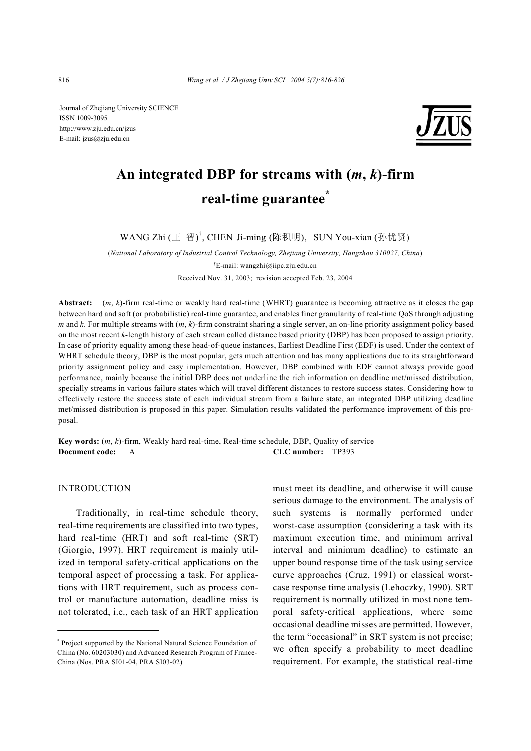Journal of Zhejiang University SCIENCE
ISSN 1009-3095
http://www.zju.edu.cn/jzus
E-mail: jzus@zju.edu.cn

# An integrated DBP for streams with ($m$, $k$)-firm real-time guarantee*

WANG Zhi (王 智)[†], CHEN Ji-ming (陈积明), SUN You-xian (孙优贤)

(*National Laboratory of Industrial Control Technology, Zhejiang University, Hangzhou 310027, China*)

[†]E-mail: wangzhi@iipc.zju.edu.cn

Received Nov. 31, 2003; revision accepted Feb. 23, 2004

**Abstract:** ($m$, $k$)-firm real-time or weakly hard real-time (WHRT) guarantee is becoming attractive as it closes the gap between hard and soft (or probabilistic) real-time guarantee, and enables finer granularity of real-time QoS through adjusting $m$ and $k$. For multiple streams with ($m$, $k$)-firm constraint sharing a single server, an on-line priority assignment policy based on the most recent $k$-length history of each stream called distance based priority (DBP) has been proposed to assign priority. In case of priority equality among these head-of-queue instances, Earliest Deadline First (EDF) is used. Under the context of WHRT schedule theory, DBP is the most popular, gets much attention and has many applications due to its straightforward priority assignment policy and easy implementation. However, DBP combined with EDF cannot always provide good performance, mainly because the initial DBP does not underline the rich information on deadline met/missed distribution, specially streams in various failure states which will travel different distances to restore success states. Considering how to effectively restore the success state of each individual stream from a failure state, an integrated DBP utilizing deadline met/missed distribution is proposed in this paper. Simulation results validated the performance improvement of this proposal.

**Key words:** ($m$, $k$)-firm, Weakly hard real-time, Real-time schedule, DBP, Quality of service

**Document code:** A **CLC number:** TP393

## INTRODUCTION

Traditionally, in real-time schedule theory, real-time requirements are classified into two types, hard real-time (HRT) and soft real-time (SRT) (Giorgio, 1997). HRT requirement is mainly utilized in temporal safety-critical applications on the temporal aspect of processing a task. For applications with HRT requirement, such as process control or manufacture automation, deadline miss is not tolerated, i.e., each task of an HRT application must meet its deadline, and otherwise it will cause serious damage to the environment. The analysis of such systems is normally performed under worst-case assumption (considering a task with its maximum execution time, and minimum arrival interval and minimum deadline) to estimate an upper bound response time of the task using service curve approaches (Cruz, 1991) or classical worst-case response time analysis (Lehoczky, 1990). SRT requirement is normally utilized in most none temporal safety-critical applications, where some occasional deadline misses are permitted. However, the term "occasional" in SRT system is not precise; we often specify a probability to meet deadline requirement. For example, the statistical real-time

---

* Project supported by the National Natural Science Foundation of China (No. 60203030) and Advanced Research Program of France-China (Nos. PRA SI01-04, PRA SI03-02)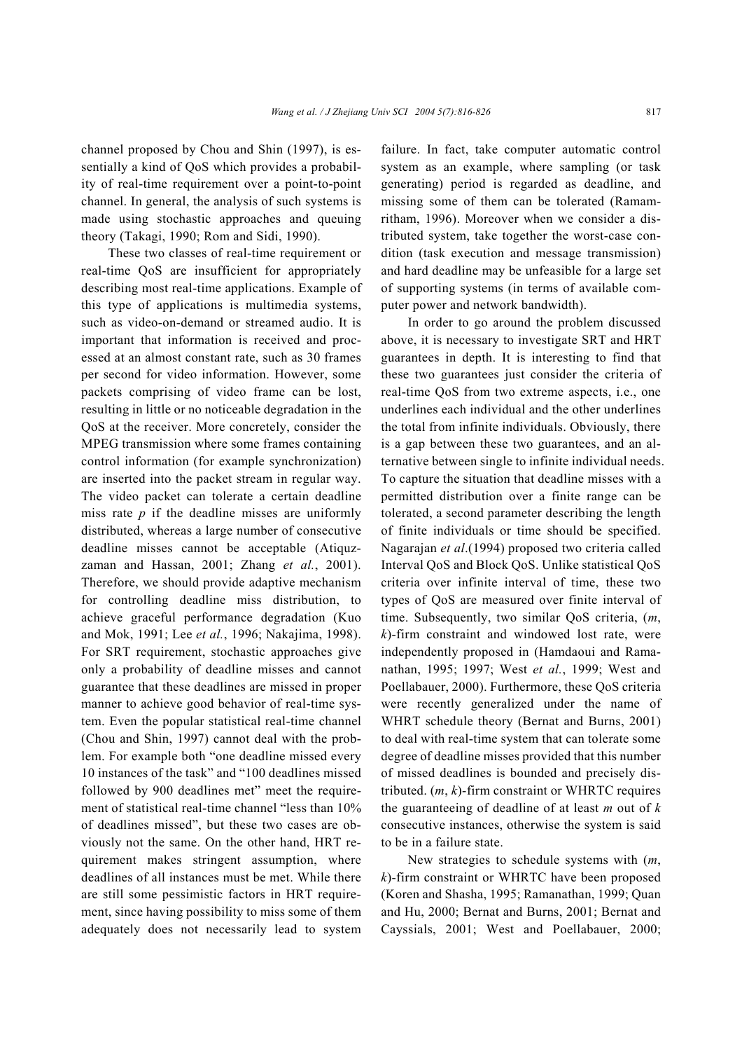channel proposed by Chou and Shin (1997), is essentially a kind of QoS which provides a probability of real-time requirement over a point-to-point channel. In general, the analysis of such systems is made using stochastic approaches and queuing theory (Takagi, 1990; Rom and Sidi, 1990).

These two classes of real-time requirement or real-time QoS are insufficient for appropriately describing most real-time applications. Example of this type of applications is multimedia systems, such as video-on-demand or streamed audio. It is important that information is received and processed at an almost constant rate, such as 30 frames per second for video information. However, some packets comprising of video frame can be lost, resulting in little or no noticeable degradation in the QoS at the receiver. More concretely, consider the MPEG transmission where some frames containing control information (for example synchronization) are inserted into the packet stream in regular way. The video packet can tolerate a certain deadline miss rate $p$ if the deadline misses are uniformly distributed, whereas a large number of consecutive deadline misses cannot be acceptable (Atiquzzaman and Hassan, 2001; Zhang *et al.*, 2001). Therefore, we should provide adaptive mechanism for controlling deadline miss distribution, to achieve graceful performance degradation (Kuo and Mok, 1991; Lee *et al.*, 1996; Nakajima, 1998). For SRT requirement, stochastic approaches give only a probability of deadline misses and cannot guarantee that these deadlines are missed in proper manner to achieve good behavior of real-time system. Even the popular statistical real-time channel (Chou and Shin, 1997) cannot deal with the problem. For example both "one deadline missed every 10 instances of the task" and "100 deadlines missed followed by 900 deadlines met" meet the requirement of statistical real-time channel "less than 10% of deadlines missed", but these two cases are obviously not the same. On the other hand, HRT requirement makes stringent assumption, where deadlines of all instances must be met. While there are still some pessimistic factors in HRT requirement, since having possibility to miss some of them adequately does not necessarily lead to system failure. In fact, take computer automatic control system as an example, where sampling (or task generating) period is regarded as deadline, and missing some of them can be tolerated (Ramamritham, 1996). Moreover when we consider a distributed system, take together the worst-case condition (task execution and message transmission) and hard deadline may be unfeasible for a large set of supporting systems (in terms of available computer power and network bandwidth).

In order to go around the problem discussed above, it is necessary to investigate SRT and HRT in depth. It is interesting to find that these two guarantees just consider the criteria of real-time QoS from two extreme aspects, i.e., one underlines each individual and the other underlines the total from infinite individuals. Obviously, there is a gap between these two guarantees, and an alternative between single to infinite individual needs. To capture the situation that deadline misses with a permitted distribution over a finite range can be tolerated, a second parameter describing the length of finite individuals or time should be specified. Nagarajan *et al*.(1994) proposed two criteria called Interval QoS and Block QoS. Unlike statistical QoS criteria over infinite interval of time, these two types of QoS are measured over finite interval of time. Subsequently, two similar QoS criteria, ($m$, $k$)-firm constraint and windowed lost rate, were independently proposed in (Hamdaoui and Ramanathan, 1995; 1997; West *et al.*, 1999; West and Poellabauer, 2000). Furthermore, these QoS criteria were recently generalized under the name of WHRT schedule theory (Bernat and Burns, 2001) to deal with real-time system that can tolerate some degree of deadline misses provided that this number of missed deadlines is bounded and precisely distributed. ($m$, $k$)-firm constraint or WHRTC requires the guaranteeing of deadline of at least $m$ out of $k$ consecutive instances, otherwise the system is said to be in a failure state.

New strategies to schedule systems with ($m$, $k$)-firm constraint or WHRTC have been proposed (Koren and Shasha, 1995; Ramanathan, 1999; Quan and Hu, 2000; Bernat and Burns, 2001; Bernat and Cayssials, 2001; West and Poellabauer, 2000;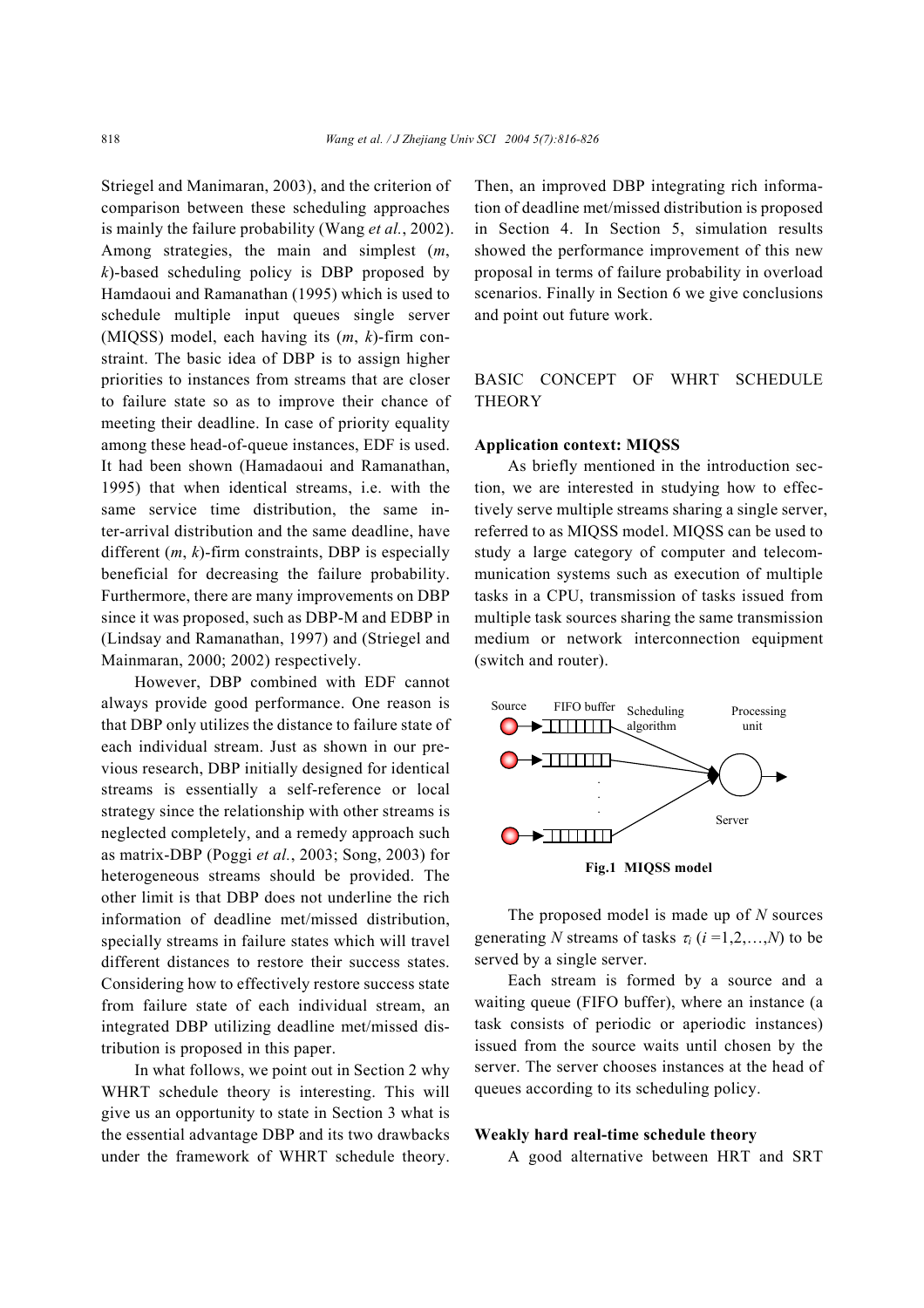Striegel and Manimaran, 2003), and the criterion of comparison between these scheduling approaches is mainly the failure probability (Wang *et al.*, 2002). Among strategies, the main and simplest ($m$, $k$)-based scheduling policy is DBP proposed by Hamdaoui and Ramanathan (1995) which is used to schedule multiple input queues single server (MIQSS) model, each having its ($m$, $k$)-firm constraint. The basic idea of DBP is to assign higher priorities to instances from streams that are closer to failure state so as to improve their chance of meeting their deadline. In case of priority equality among these head-of-queue instances, EDF is used. It had been shown (Hamadaoui and Ramanathan, 1995) that when identical streams, i.e. with the same service time distribution, the same inter-arrival distribution and the same deadline, have different ($m$, $k$)-firm constraints, DBP is especially beneficial for decreasing the failure probability. Furthermore, there are many improvements on DBP since it was proposed, such as DBP-M and EDBP in (Lindsay and Ramanathan, 1997) and (Striegel and Mainmaran, 2000; 2002) respectively.

However, DBP combined with EDF cannot always provide good performance. One reason is that DBP only utilizes the distance to failure state of each individual stream. Just as shown in our previous research, DBP initially designed for identical streams is essentially a self-reference or local strategy since the relationship with other streams is neglected completely, and a remedy approach such as matrix-DBP (Poggi *et al.*, 2003; Song, 2003) for heterogeneous streams should be provided. The other limit is that DBP does not underline the rich information of deadline met/missed distribution, specially streams in failure states which will travel different distances to restore their success states. Considering how to effectively restore success state from failure state of each individual stream, an integrated DBP utilizing deadline met/missed distribution is proposed in this paper.

In what follows, we point out in Section 2 why WHRT schedule theory is interesting. This will give us an opportunity to state in Section 3 what is the essential advantage DBP and its two drawbacks under the framework of WHRT schedule theory. Then, an improved DBP integrating rich information of deadline met/missed distribution is proposed in Section 4. In Section 5, simulation results showed the performance improvement of this new proposal in terms of failure probability in overload scenarios. Finally in Section 6 we give conclusions and point out future work.

## BASIC CONCEPT OF WHRT SCHEDULE THEORY

### Application context: MIQSS

As briefly mentioned in the introduction section, we are interested in studying how to effectively serve multiple streams sharing a single server, referred to as MIQSS model. MIQSS can be used to study a large category of computer and telecommunication systems such as execution of multiple tasks in a CPU, transmission of tasks issued from multiple task sources sharing the same transmission medium or network interconnection equipment (switch and router).

Source | FIFO buffer | Scheduling algorithm | Processing unit | Server

**Fig.1 MIQSS model**

The proposed model is made up of $N$ sources generating $N$ streams of tasks $\tau_i$ ($i$ =1,2,…,$N$) to be served by a single server.

Each stream is formed by a source and a waiting queue (FIFO buffer), where an instance (a task consists of periodic or aperiodic instances) issued from the source waits until chosen by the server. The server chooses instances at the head of queues according to its scheduling policy.

### Weakly hard real-time schedule theory

A good alternative between HRT and SRT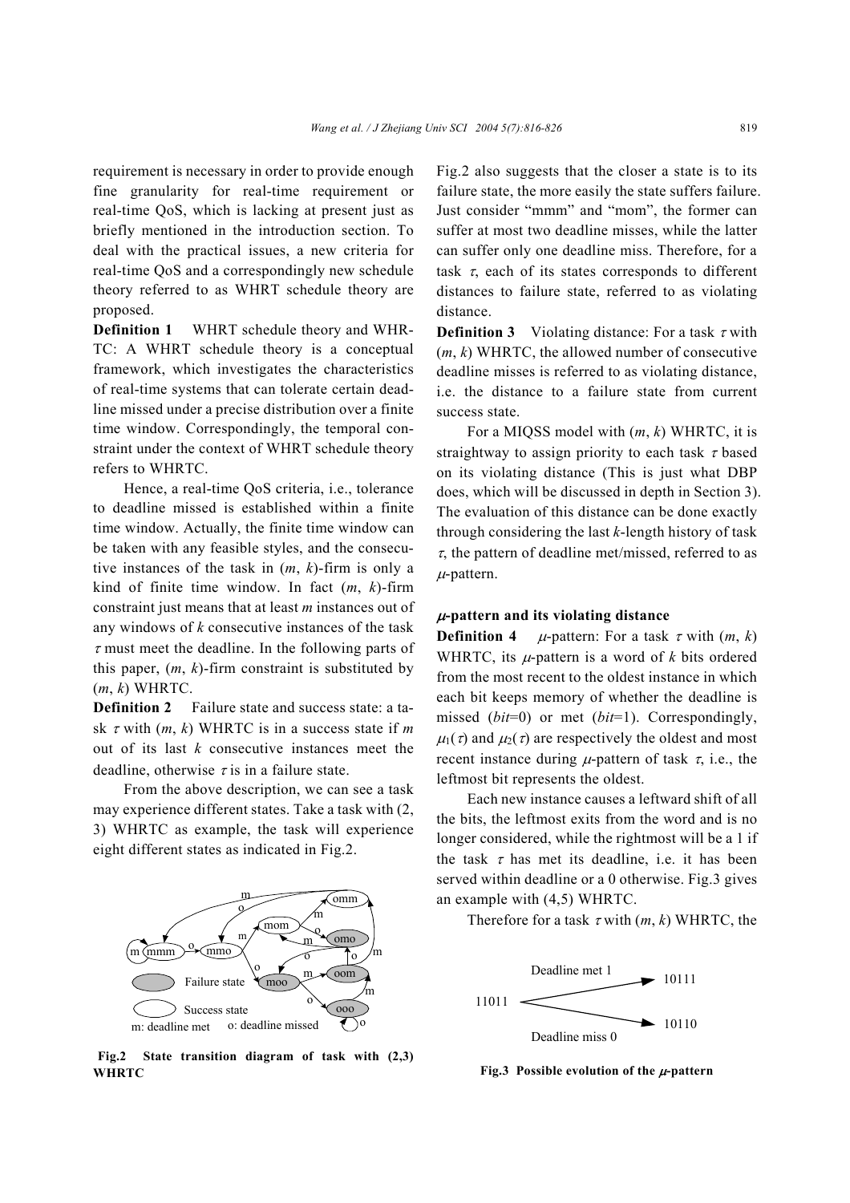requirement is necessary in order to provide enough fine granularity for real-time requirement or real-time QoS, which is lacking at present just as briefly mentioned in the introduction section. To deal with the practical issues, a new criteria for real-time QoS and a correspondingly new schedule theory referred to as WHRT schedule theory are proposed.

**Definition 1** WHRT schedule theory and WHRTC: A WHRT schedule theory is a conceptual framework, which investigates the characteristics of real-time systems that can tolerate certain deadline missed under a precise distribution over a finite time window. Correspondingly, the temporal constraint under the context of WHRT schedule theory refers to WHRTC.

Hence, a real-time QoS criteria, i.e., tolerance to deadline missed is established within a finite time window. Actually, the finite time window can be taken with any feasible styles, and the consecutive instances of the task in ($m$, $k$)-firm is only a kind of finite time window. In fact ($m$, $k$)-firm constraint just means that at least $m$ instances out of any windows of $k$ consecutive instances of the task $\tau$ must meet the deadline. In the following parts of this paper, ($m$, $k$)-firm constraint is substituted by ($m$, $k$) WHRTC.

**Definition 2** Failure state and success state: a task $\tau$ with ($m$, $k$) WHRTC is in a success state if $m$ out of its last $k$ consecutive instances meet the deadline, otherwise $\tau$ is in a failure state.

From the above description, we can see a task may experience different states. Take a task with (2, 3) WHRTC as example, the task will experience eight different states as indicated in Fig.2.

**Fig.2 State transition diagram of task with (2,3) WHRTC**

Fig.2 also suggests that the closer a state is to its failure state, the more easily the state suffers failure. Just consider "mmm" and "mom", the former can suffer at most two deadline misses, while the latter can suffer only one deadline miss. Therefore, for a task $\tau$, each of its states corresponds to different distances to failure state, referred to as violating distance.

**Definition 3** Violating distance: For a task $\tau$ with ($m$, $k$) WHRTC, the allowed number of consecutive deadline misses is referred to as violating distance, i.e. the distance to a failure state from current success state.

For a MIQSS model with ($m$, $k$) WHRTC, it is straightway to assign priority to each task $\tau$ based on its violating distance (This is just what DBP does, which will be discussed in depth in Section 3). The evaluation of this distance can be done exactly through considering the last $k$-length history of task $\tau$, the pattern of deadline met/missed, referred to as $\mu$-pattern.

### $\mu$-pattern and its violating distance

**Definition 4** $\mu$-pattern: For a task $\tau$ with ($m$, $k$) WHRTC, its $\mu$-pattern is a word of $k$ bits ordered from the most recent to the oldest instance in which each bit keeps memory of whether the deadline is missed ($bit$=0) or met ($bit$=1). Correspondingly, $\mu_1(\tau)$ and $\mu_2(\tau)$ are respectively the oldest and most recent instance during $\mu$-pattern of task $\tau$, i.e., the leftmost bit represents the oldest.

Each new instance causes a leftward shift of all the bits, the leftmost exits from the word and is no longer considered, while the rightmost will be a 1 if the task $\tau$ has met its deadline, i.e. it has been served within deadline or a 0 otherwise. Fig.3 gives an example with (4,5) WHRTC.

**Fig.3 Possible evolution of the $\mu$-pattern**

Therefore for a task $\tau$ with ($m$, $k$) WHRTC, the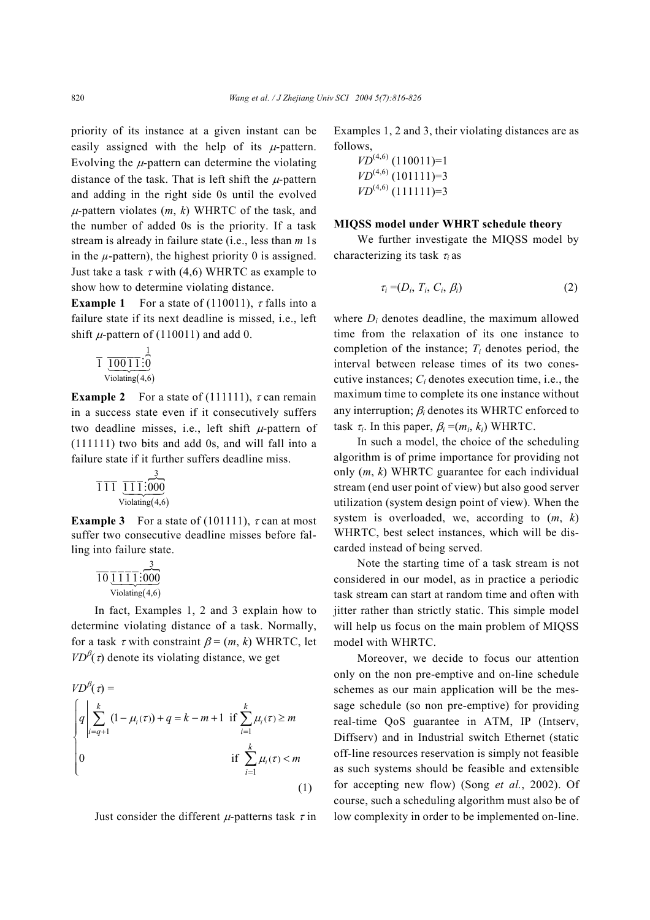priority of its instance at a given instant can be easily assigned with the help of its $\mu$-pattern. Evolving the $\mu$-pattern can determine the violating distance of the task. That is left shift the $\mu$-pattern and adding in the right side 0s until the evolved $\mu$-pattern violates ($m$, $k$) WHRTC of the task, and the number of added 0s is the priority. If a task stream is already in failure state (i.e., less than $m$ 1s in the $\mu$-pattern), the highest priority 0 is assigned. Just take a task $\tau$ with (4,6) WHRTC as example to show how to determine violating distance.

**Example 1** For a state of (110011), $\tau$ falls into a failure state if its next deadline is missed, i.e., left shift $\mu$-pattern of (110011) and add 0.

$$\overline{1}\ \underbrace{\overline{10011}\vdots\overset{1}{\overbrace{0}}}_{\text{Violating}(4,6)}$$

**Example 2** For a state of (111111), $\tau$ can remain in a success state even if it consecutively suffers two deadline misses, i.e., left shift $\mu$-pattern of (111111) two bits and add 0s, and will fall into a failure state if it further suffers deadline miss.

$$\overline{111}\ \underbrace{\overline{111}\vdots\overset{3}{\overbrace{000}}}_{\text{Violating}(4,6)}$$

**Example 3** For a state of (101111), $\tau$ can at most suffer two consecutive deadline misses before falling into failure state.

$$\overline{10}\,\underbrace{\overline{1111}\vdots\overset{3}{\overbrace{000}}}_{\text{Violating}(4,6)}$$

In fact, Examples 1, 2 and 3 explain how to determine violating distance of a task. Normally, for a task $\tau$ with constraint $\beta = (m, k)$ WHRTC, let $VD^{\beta}(\tau)$ denote its violating distance, we get

$$VD^{\beta}(\tau) = \begin{cases} q \left| \sum_{i=q+1}^{k} (1-\mu_i(\tau)) + q = k-m+1 \right. & \text{if } \sum_{i=1}^{k} \mu_i(\tau) \geq m \\ 0 & \text{if } \sum_{i=1}^{k} \mu_i(\tau) < m \end{cases} \tag{1}$$

Just consider the different $\mu$-patterns task $\tau$ in Examples 1, 2 and 3, their violating distances are as follows,

$VD^{(4,6)}$ (110011)=1
$VD^{(4,6)}$ (101111)=3
$VD^{(4,6)}$ (111111)=3

**MIQSS model under WHRT schedule theory**

We further investigate the MIQSS model by characterizing its task $\tau_i$ as

$$\tau_i = (D_i, T_i, C_i, \beta_i) \tag{2}$$

where $D_i$ denotes deadline, the maximum allowed time from the relaxation of its one instance to completion of the instance; $T_i$ denotes period, the interval between release times of its two consecutive instances; $C_i$ denotes execution time, i.e., the maximum time to complete its one instance without any interruption; $\beta_i$ denotes its WHRTC enforced to task $\tau_i$. In this paper, $\beta_i = (m_i, k_i)$ WHRTC.

In such a model, the choice of the scheduling algorithm is of prime importance for providing not only ($m$, $k$) WHRTC guarantee for each individual stream (end user point of view) but also good server utilization (system design point of view). When the system is overloaded, we, according to ($m$, $k$) WHRTC, best select instances, which will be discarded instead of being served.

Note the starting time of a task stream is not considered in our model, as in practice a periodic task stream can start at random time and often with jitter rather than strictly static. This simple model will help us focus on the main problem of MIQSS model with WHRTC.

Moreover, we decide to focus our attention only on the non pre-emptive and on-line schedule schemes as our main application will be the message schedule (so non pre-emptive) for providing real-time QoS guarantee in ATM, IP (Intserv, Diffserv) and in Industrial switch Ethernet (static off-line resources reservation is simply not feasible as such systems should be feasible and extensible for accepting new flow) (Song *et al.*, 2002). Of course, such a scheduling algorithm must also be of low complexity in order to be implemented on-line.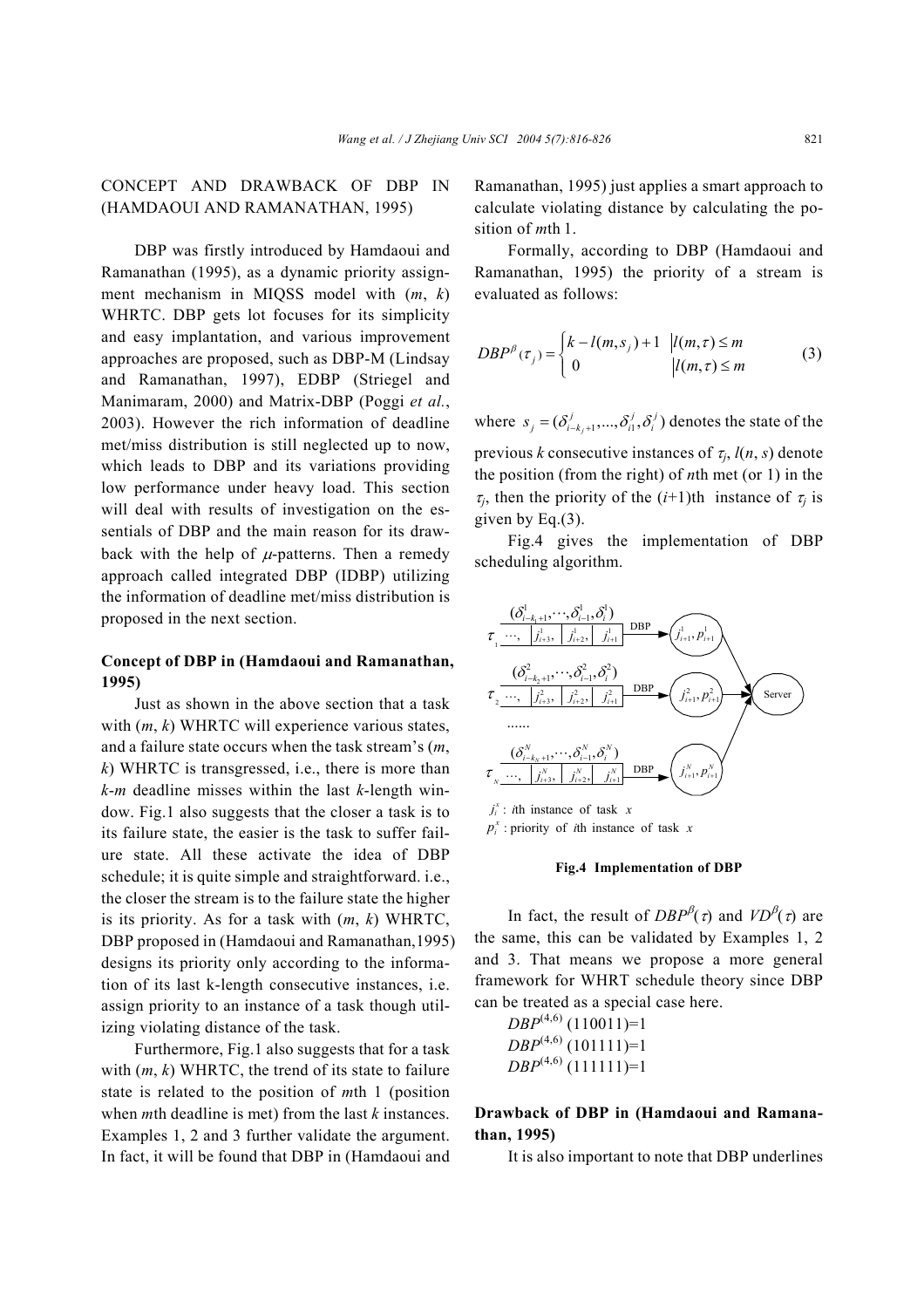## CONCEPT AND DRAWBACK OF DBP IN (HAMDAOUI AND RAMANATHAN, 1995)

DBP was firstly introduced by Hamdaoui and Ramanathan (1995), as a dynamic priority assignment mechanism in MIQSS model with ($m$, $k$) WHRTC. DBP gets lot focuses for its simplicity and easy implantation, and various improvement approaches are proposed, such as DBP-M (Lindsay and Ramanathan, 1997), EDBP (Striegel and Manimaram, 2000) and Matrix-DBP (Poggi *et al.*, 2003). However the rich information of deadline met/miss distribution is still neglected up to now, which leads to DBP and its variations providing low performance under heavy load. This section will deal with results of investigation on the essentials of DBP and the main reason for its drawback with the help of $\mu$-patterns. Then a remedy approach called integrated DBP (IDBP) utilizing the information of deadline met/miss distribution is proposed in the next section.

### Concept of DBP in (Hamdaoui and Ramanathan, 1995)

Just as shown in the above section that a task with ($m$, $k$) WHRTC will experience various states, and a failure state occurs when the task stream's ($m$, $k$) WHRTC is transgressed, i.e., there is more than $k$-$m$ deadline misses within the last $k$-length window. Fig.1 also suggests that the closer a task is to its failure state, the easier is the task to suffer failure state. All these activate the idea of DBP schedule; it is quite simple and straightforward. i.e., the closer the stream is to the failure state the higher is its priority. As for a task with ($m$, $k$) WHRTC, DBP proposed in (Hamdaoui and Ramanathan,1995) designs its priority only according to the information of its last k-length consecutive instances, i.e. assign priority to an instance of a task though utilizing violating distance of the task.

Furthermore, Fig.1 also suggests that for a task with ($m$, $k$) WHRTC, the trend of its state to failure state is related to the position of $m$th 1 (position when $m$th deadline is met) from the last $k$ instances. Examples 1, 2 and 3 further validate the argument. In fact, it will be found that DBP in (Hamdaoui and Ramanathan, 1995) just applies a smart approach to calculate violating distance by calculating the position of $m$th 1.

Formally, according to DBP (Hamdaoui and Ramanathan, 1995) the priority of a stream is evaluated as follows:

$$DBP^{\beta}(\tau_j)=\begin{cases}k-l(m,s_j)+1 & |l(m,\tau)\le m\\ 0 & |l(m,\tau)\le m\end{cases} \tag{3}$$

where $s_j=(\delta^j_{i-k_j+1},...,\delta^j_{i1},\delta^j_i)$ denotes the state of the previous $k$ consecutive instances of $\tau_j$, $l(n, s)$ denote the position (from the right) of $n$th met (or 1) in the $\tau_j$, then the priority of the ($i$+1)th instance of $\tau_j$ is given by Eq.(3).

Fig.4 gives the implementation of DBP scheduling algorithm.

$j^x_i$ : $i$th instance of task $x$

$p^x_i$ : priority of $i$th instance of task $x$

**Fig.4 Implementation of DBP**

In fact, the result of $DBP^{\beta}(\tau)$ and $VD^{\beta}(\tau)$ are the same, this can be validated by Examples 1, 2 and 3. That means we propose a more general framework for WHRT schedule theory since DBP can be treated as a special case here.

$DBP^{(4,6)}$ (110011)=1

$DBP^{(4,6)}$ (101111)=1

$DBP^{(4,6)}$ (111111)=1

### Drawback of DBP in (Hamdaoui and Ramanathan, 1995)

It is also important to note that DBP underlines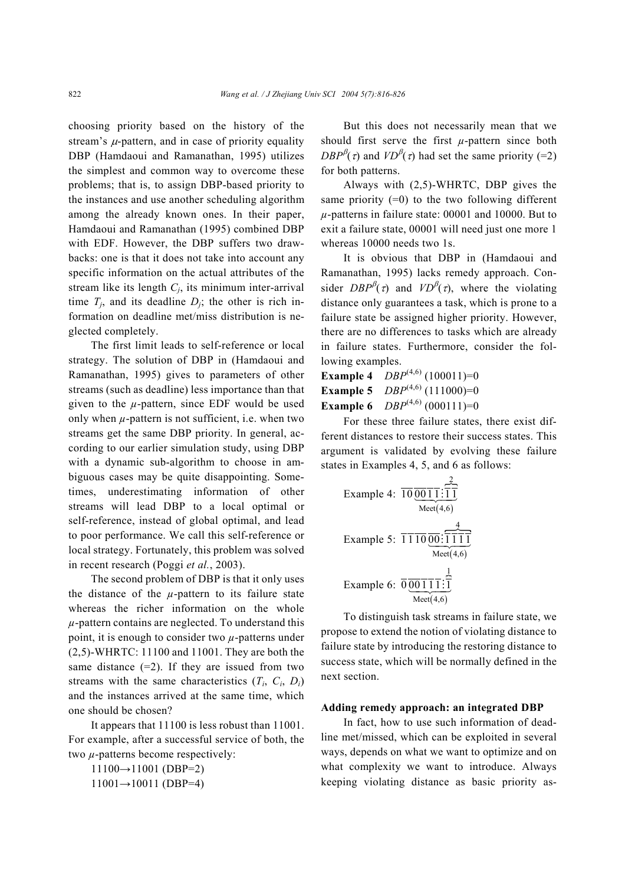choosing priority based on the history of the stream's $\mu$-pattern, and in case of priority equality DBP (Hamdaoui and Ramanathan, 1995) utilizes the simplest and common way to overcome these problems; that is, to assign DBP-based priority to the instances and use another scheduling algorithm among the already known ones. In their paper, Hamdaoui and Ramanathan (1995) combined DBP with EDF. However, the DBP suffers two drawbacks: one is that it does not take into account any specific information on the actual attributes of the stream like its length $C_j$, its minimum inter-arrival time $T_j$, and its deadline $D_j$; the other is rich information on deadline met/miss distribution is neglected completely.

The first limit leads to self-reference or local strategy. The solution of DBP in (Hamdaoui and Ramanathan, 1995) gives to parameters of other streams (such as deadline) less importance than that given to the $\mu$-pattern, since EDF would be used only when $\mu$-pattern is not sufficient, i.e. when two streams get the same DBP priority. In general, according to our earlier simulation study, using DBP with a dynamic sub-algorithm to choose in ambiguous cases may be quite disappointing. Sometimes, underestimating information of other streams will lead DBP to a local optimal or self-reference, instead of global optimal, and lead to poor performance. We call this self-reference or local strategy. Fortunately, this problem was solved in recent research (Poggi *et al.*, 2003).

The second problem of DBP is that it only uses the distance of the $\mu$-pattern to its failure state whereas the richer information on the whole $\mu$-pattern contains are neglected. To understand this point, it is enough to consider two $\mu$-patterns under (2,5)-WHRTC: 11100 and 11001. They are both the same distance (=2). If they are issued from two streams with the same characteristics ($T_i$, $C_i$, $D_i$) and the instances arrived at the same time, which one should be chosen?

It appears that 11100 is less robust than 11001. For example, after a successful service of both, the two $\mu$-patterns become respectively:

11100→11001 (DBP=2)

11001→10011 (DBP=4)

But this does not necessarily mean that we should first serve the first $\mu$-pattern since both $DBP^{\beta}(\tau)$ and $VD^{\beta}(\tau)$ had set the same priority (=2) for both patterns.

Always with (2,5)-WHRTC, DBP gives the same priority (=0) to the two following different $\mu$-patterns in failure state: 00001 and 10000. But to exit a failure state, 00001 will need just one more 1 whereas 10000 needs two 1s.

It is obvious that DBP in (Hamdaoui and Ramanathan, 1995) lacks remedy approach. Consider $DBP^{\beta}(\tau)$ and $VD^{\beta}(\tau)$, where the violating distance only guarantees a task, which is prone to a failure state be assigned higher priority. However, there are no differences to tasks which are already in failure states. Furthermore, consider the following examples.

**Example 4** $DBP^{(4,6)}(100011)=0$

**Example 5** $DBP^{(4,6)}(111000)=0$

**Example 6** $DBP^{(4,6)}(000111)=0$

For these three failure states, there exist different distances to restore their success states. This argument is validated by evolving these failure states in Examples 4, 5, and 6 as follows:

$$\text{Example 4: } \overline{1}\,\overline{0}\,\underbrace{\overline{0}\,\overline{0}\,\overline{1}\,\overline{1}:\overbrace{\overline{1}\,\overline{1}}^{2}}_{\text{Meet}(4,6)}$$

$$\text{Example 5: } \overline{1}\,\overline{1}\,\overline{1}\,\overline{0}\,\underbrace{\overline{0}\,\overline{0}:\overbrace{\overline{1}\,\overline{1}\,\overline{1}\,\overline{1}}^{4}}_{\text{Meet}(4,6)}$$

$$\text{Example 6: } \overline{0}\,\underbrace{\overline{0}\,\overline{0}\,\overline{1}\,\overline{1}\,\overline{1}:\overbrace{\overline{1}}^{1}}_{\text{Meet}(4,6)}$$

To distinguish task streams in failure state, we propose to extend the notion of violating distance to failure state by introducing the restoring distance to success state, which will be normally defined in the next section.

### Adding remedy approach: an integrated DBP

In fact, how to use such information of deadline met/missed, which can be exploited in several ways, depends on what we want to optimize and on what complexity we want to introduce. Always keeping violating distance as basic priority as-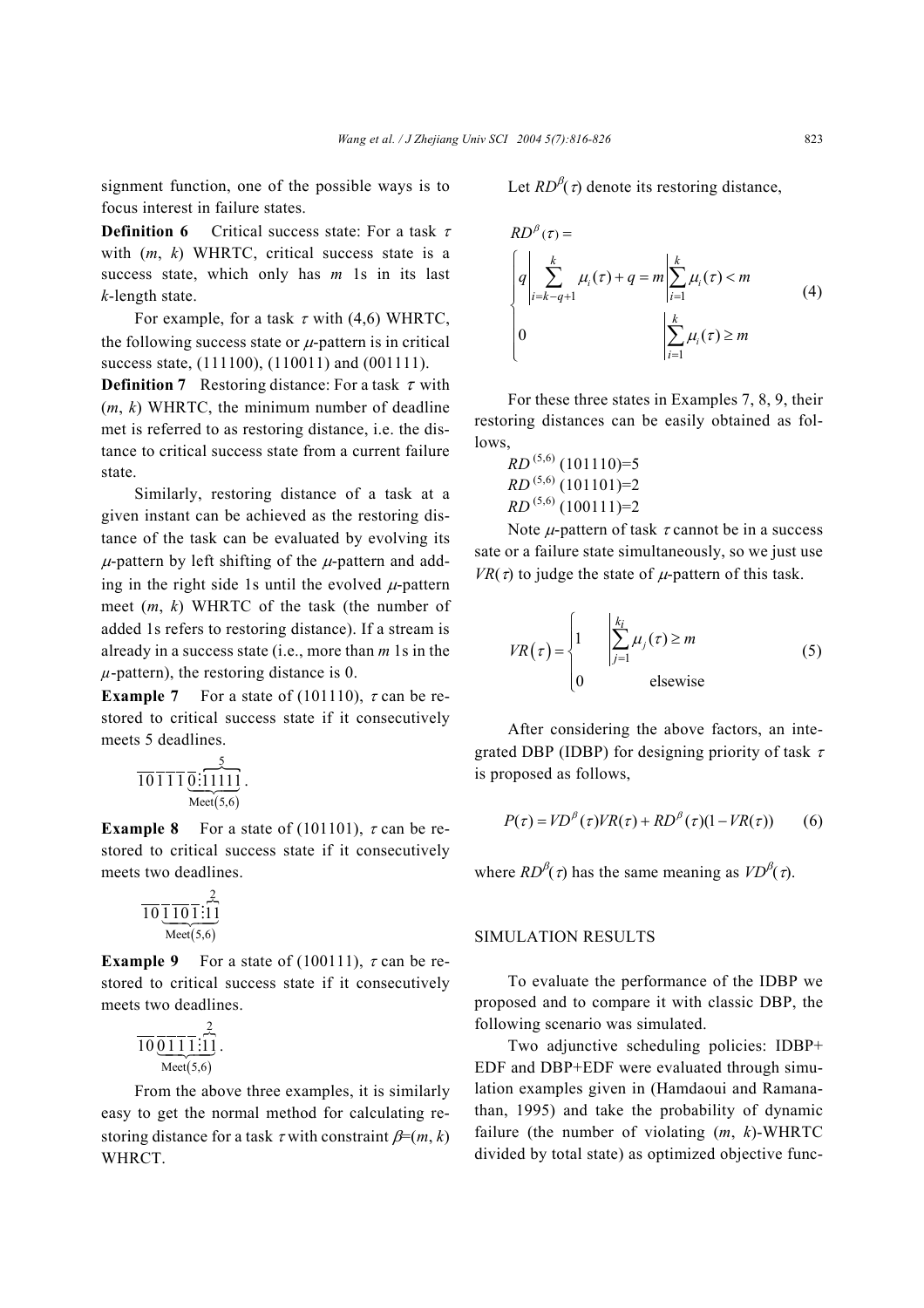signment function, one of the possible ways is to focus interest in failure states.

**Definition 6** Critical success state: For a task $\tau$ with ($m$, $k$) WHRTC, critical success state is a success state, which only has $m$ 1s in its last $k$-length state.

For example, for a task $\tau$ with (4,6) WHRTC, the following success state or $\mu$-pattern is in critical success state, (111100), (110011) and (001111).

**Definition 7** Restoring distance: For a task $\tau$ with ($m$, $k$) WHRTC, the minimum number of deadline met is referred to as restoring distance, i.e. the distance to critical success state from a current failure state.

Similarly, restoring distance of a task at a given instant can be achieved as the restoring distance of the task can be evaluated by evolving its $\mu$-pattern by left shifting of the $\mu$-pattern and adding in the right side 1s until the evolved $\mu$-pattern meet ($m$, $k$) WHRTC of the task (the number of added 1s refers to restoring distance). If a stream is already in a success state (i.e., more than $m$ 1s in the $\mu$-pattern), the restoring distance is 0.

**Example 7** For a state of (101110), $\tau$ can be restored to critical success state if it consecutively meets 5 deadlines.

$$\overline{1}\,\overline{0}\,\overline{1}\,\overline{1}\,\overline{1}\,\underbrace{0\vdots\overbrace{11111}^{5}}_{\text{Meet}(5,6)}.$$

**Example 8** For a state of (101101), $\tau$ can be restored to critical success state if it consecutively meets two deadlines.

$$\overline{1}\,\overline{0}\,\underbrace{1\,1\,0\,1\vdots\overbrace{11}^{2}}_{\text{Meet}(5,6)}$$

**Example 9** For a state of (100111), $\tau$ can be restored to critical success state if it consecutively meets two deadlines.

$$\overline{1}\,\overline{0}\,\underbrace{0\,1\,1\,1\vdots\overbrace{11}^{2}}_{\text{Meet}(5,6)}.$$

From the above three examples, it is similarly easy to get the normal method for calculating restoring distance for a task $\tau$ with constraint $\beta$=($m$, $k$) WHRCT.

Let $RD^{\beta}(\tau)$ denote its restoring distance,

$$RD^{\beta}(\tau)=\begin{cases} q\left|\displaystyle\sum_{i=k-q+1}^{k}\mu_i(\tau)+q=m\right|\displaystyle\sum_{i=1}^{k}\mu_i(\tau)<m \\ 0 \qquad\qquad\qquad\qquad\quad \left|\displaystyle\sum_{i=1}^{k}\mu_i(\tau)\geq m\right. \end{cases} \tag{4}$$

For these three states in Examples 7, 8, 9, their restoring distances can be easily obtained as follows,

$RD^{(5,6)}$ (101110)=5

$RD^{(5,6)}$ (101101)=2

$RD^{(5,6)}$ (100111)=2

Note $\mu$-pattern of task $\tau$ cannot be in a success sate or a failure state simultaneously, so we just use $VR(\tau)$ to judge the state of $\mu$-pattern of this task.

$$VR(\tau)=\begin{cases} 1 & \left|\displaystyle\sum_{j=1}^{k_i}\mu_j(\tau)\geq m\right. \\ 0 & \quad\text{elsewise} \end{cases} \tag{5}$$

After considering the above factors, an integrated DBP (IDBP) for designing priority of task $\tau$ is proposed as follows,

$$P(\tau)=VD^{\beta}(\tau)VR(\tau)+RD^{\beta}(\tau)(1-VR(\tau)) \tag{6}$$

where $RD^{\beta}(\tau)$ has the same meaning as $VD^{\beta}(\tau)$.

## SIMULATION RESULTS

To evaluate the performance of the IDBP we proposed and to compare it with classic DBP, the following scenario was simulated.

Two adjunctive scheduling policies: IDBP+ EDF and DBP+EDF were evaluated through simulation examples given in (Hamdaoui and Ramanathan, 1995) and take the probability of dynamic failure (the number of violating ($m$, $k$)-WHRTC divided by total state) as optimized objective func-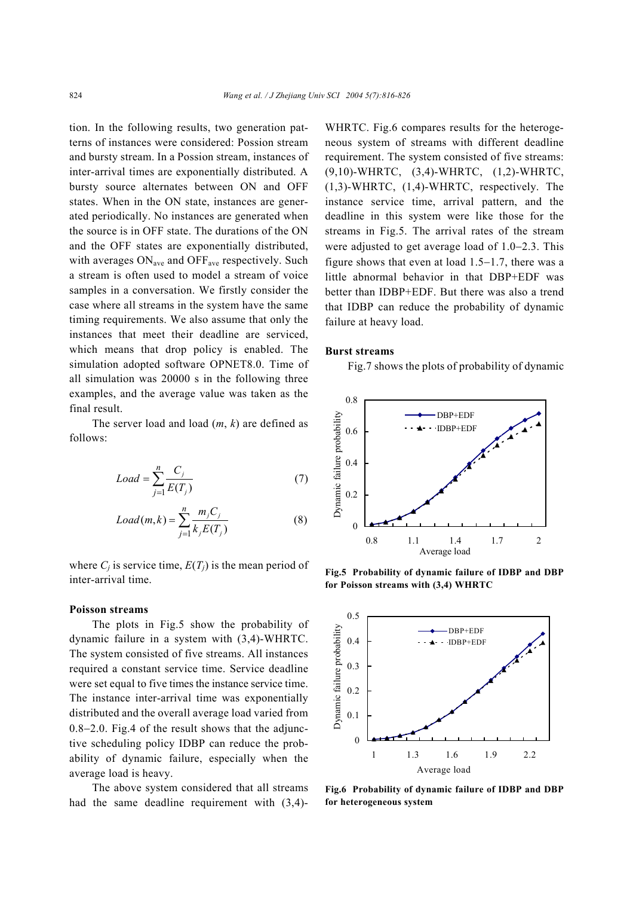tion. In the following results, two generation patterns of instances were considered: Possion stream and bursty stream. In a Possion stream, instances of inter-arrival times are exponentially distributed. A bursty source alternates between ON and OFF states. When in the ON state, instances are generated periodically. No instances are generated when the source is in OFF state. The durations of the ON and the OFF states are exponentially distributed, with averages $ON_{ave}$ and $OFF_{ave}$ respectively. Such a stream is often used to model a stream of voice samples in a conversation. We firstly consider the case where all streams in the system have the same timing requirements. We also assume that only the instances that meet their deadline are serviced, which means that drop policy is enabled. The simulation adopted software OPNET8.0. Time of all simulation was 20000 s in the following three examples, and the average value was taken as the final result.

The server load and load ($m$, $k$) are defined as follows:

$$Load = \sum_{j=1}^{n} \frac{C_j}{E(T_j)} \tag{7}$$

$$Load(m,k) = \sum_{j=1}^{n} \frac{m_j C_j}{k_j E(T_j)} \tag{8}$$

where $C_j$ is service time, $E(T_j)$ is the mean period of inter-arrival time.

**Poisson streams**

The plots in Fig.5 show the probability of dynamic failure in a system with (3,4)-WHRTC. The system consisted of five streams. All instances required a constant service time. Service deadline were set equal to five times the instance service time. The instance inter-arrival time was exponentially distributed and the overall average load varied from 0.8–2.0. Fig.4 of the result shows that the adjunctive scheduling policy IDBP can reduce the probability of dynamic failure, especially when the average load is heavy.

The above system considered that all streams had the same deadline requirement with (3,4)-WHRTC. Fig.6 compares results for the heterogeneous system of streams with different deadline requirement. The system consisted of five streams: (9,10)-WHRTC, (3,4)-WHRTC, (1,2)-WHRTC, (1,3)-WHRTC, (1,4)-WHRTC, respectively. The instance service time, arrival pattern, and the deadline in this system were like those for the streams in Fig.5. The arrival rates of the stream were adjusted to get average load of 1.0–2.3. This figure shows that even at load 1.5–1.7, there was a little abnormal behavior in that DBP+EDF was better than IDBP+EDF. But there was also a trend that IDBP can reduce the probability of dynamic failure at heavy load.

**Burst streams**

Fig.7 shows the plots of probability of dynamic

**Fig.5 Probability of dynamic failure of IDBP and DBP for Poisson streams with (3,4) WHRTC**

**Fig.6 Probability of dynamic failure of IDBP and DBP for heterogeneous system**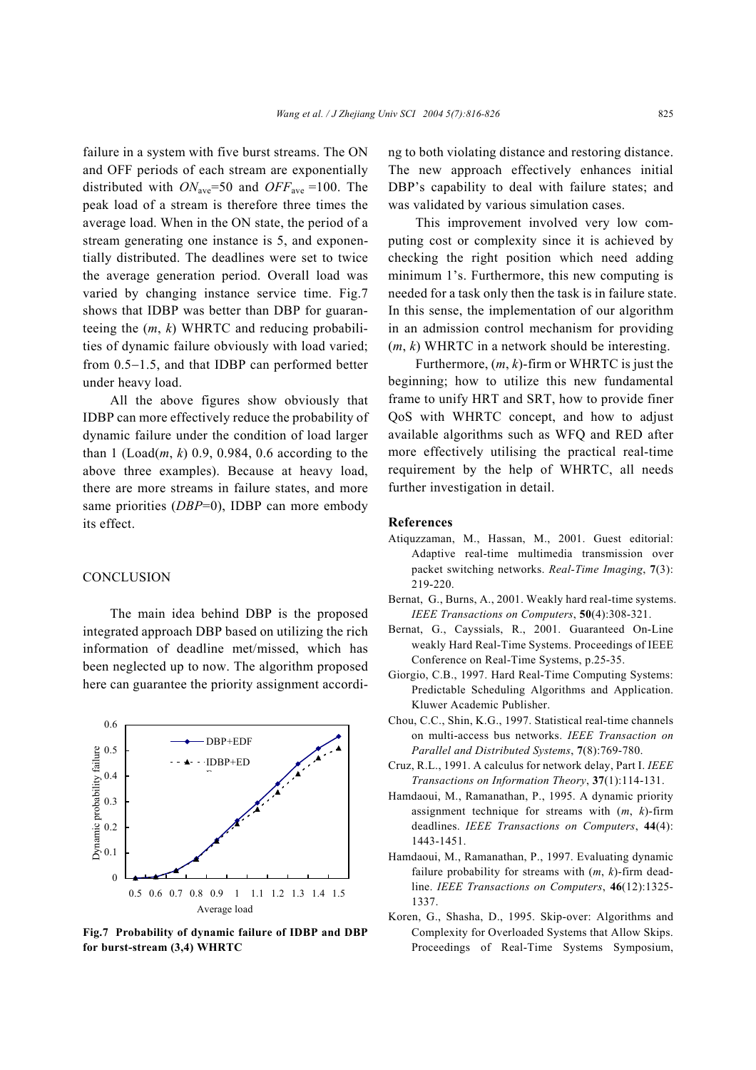failure in a system with five burst streams. The ON and OFF periods of each stream are exponentially distributed with $ON_{ave}$=50 and $OFF_{ave}$ =100. The peak load of a stream is therefore three times the average load. When in the ON state, the period of a stream generating one instance is 5, and exponentially distributed. The deadlines were set to twice the average generation period. Overall load was varied by changing instance service time. Fig.7 shows that IDBP was better than DBP for guaranteeing the ($m$, $k$) WHRTC and reducing probabilities of dynamic failure obviously with load varied; from 0.5−1.5, and that IDBP can performed better under heavy load.

All the above figures show obviously that IDBP can more effectively reduce the probability of dynamic failure under the condition of load larger than 1 (Load($m$, $k$) 0.9, 0.984, 0.6 according to the above three examples). Because at heavy load, there are more streams in failure states, and more same priorities ($DBP$=0), IDBP can more embody its effect.

## CONCLUSION

The main idea behind DBP is the proposed integrated approach DBP based on utilizing the rich information of deadline met/missed, which has been neglected up to now. The algorithm proposed here can guarantee the priority assignment according to both violating distance and restoring distance. The new approach effectively enhances initial DBP's capability to deal with failure states; and was validated by various simulation cases.

This improvement involved very low computing cost or complexity since it is achieved by checking the right position which need adding minimum 1's. Furthermore, this new computing is needed for a task only then the task is in failure state. In this sense, the implementation of our algorithm in an admission control mechanism for providing ($m$, $k$) WHRTC in a network should be interesting.

Furthermore, ($m$, $k$)-firm or WHRTC is just the beginning; how to utilize this new fundamental frame to unify HRT and SRT, how to provide finer QoS with WHRTC concept, and how to adjust available algorithms such as WFQ and RED after more effectively utilising the practical real-time requirement by the help of WHRTC, all needs further investigation in detail.

**Fig.7 Probability of dynamic failure of IDBP and DBP for burst-stream (3,4) WHRTC**

## References

Atiquzzaman, M., Hassan, M., 2001. Guest editorial: Adaptive real-time multimedia transmission over packet switching networks. *Real-Time Imaging*, **7**(3): 219-220.

Bernat, G., Burns, A., 2001. Weakly hard real-time systems. *IEEE Transactions on Computers*, **50**(4):308-321.

Bernat, G., Cayssials, R., 2001. Guaranteed On-Line weakly Hard Real-Time Systems. Proceedings of IEEE Conference on Real-Time Systems, p.25-35.

Giorgio, C.B., 1997. Hard Real-Time Computing Systems: Predictable Scheduling Algorithms and Application. Kluwer Academic Publisher.

Chou, C.C., Shin, K.G., 1997. Statistical real-time channels on multi-access bus networks. *IEEE Transaction on Parallel and Distributed Systems*, **7**(8):769-780.

Cruz, R.L., 1991. A calculus for network delay, Part I. *IEEE Transactions on Information Theory*, **37**(1):114-131.

Hamdaoui, M., Ramanathan, P., 1995. A dynamic priority assignment technique for streams with ($m$, $k$)-firm deadlines. *IEEE Transactions on Computers*, **44**(4): 1443-1451.

Hamdaoui, M., Ramanathan, P., 1997. Evaluating dynamic failure probability for streams with ($m$, $k$)-firm deadline. *IEEE Transactions on Computers*, **46**(12):1325-1337.

Koren, G., Shasha, D., 1995. Skip-over: Algorithms and Complexity for Overloaded Systems that Allow Skips. Proceedings of Real-Time Systems Symposium,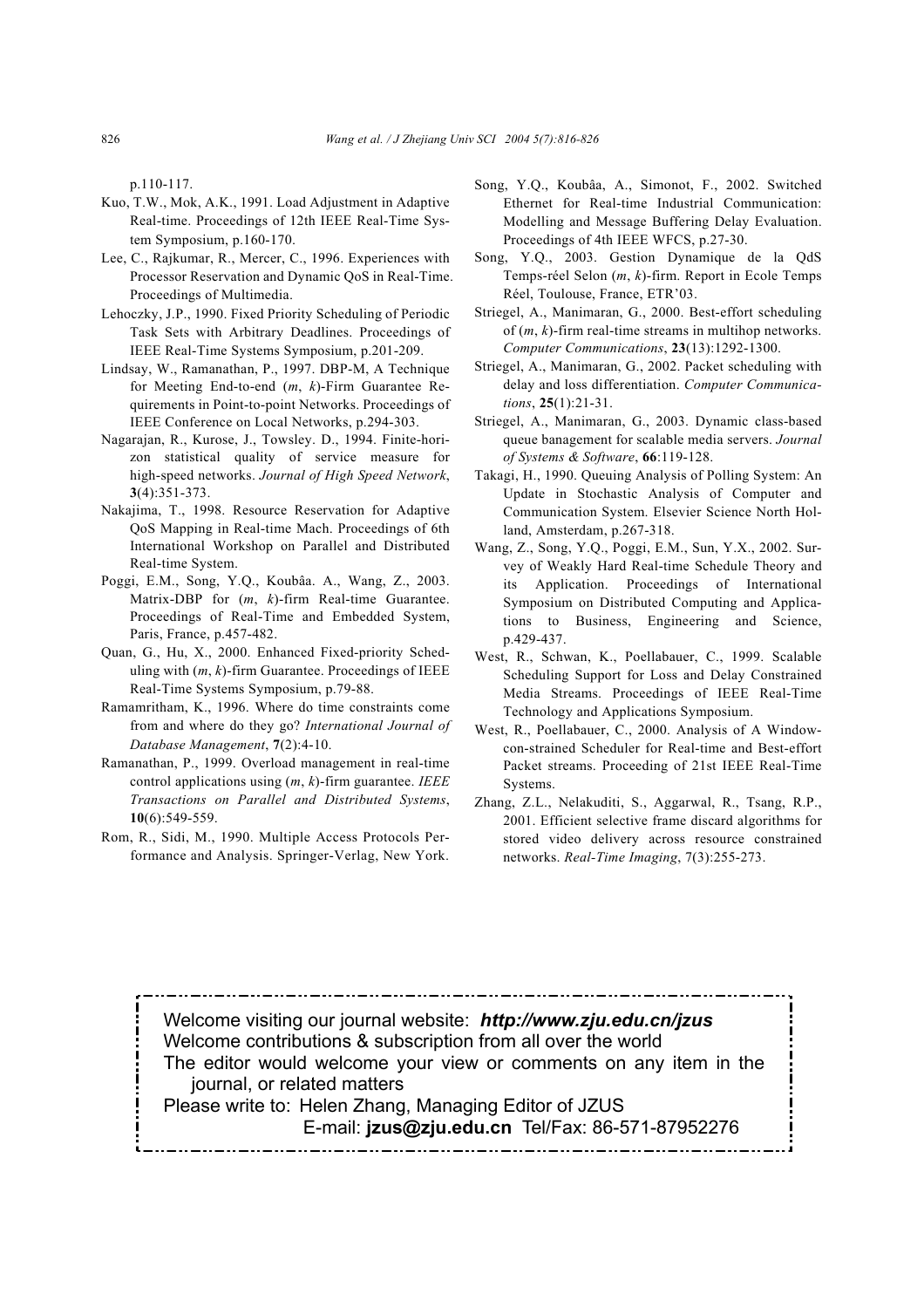p.110-117.

Kuo, T.W., Mok, A.K., 1991. Load Adjustment in Adaptive Real-time. Proceedings of 12th IEEE Real-Time System Symposium, p.160-170.

Lee, C., Rajkumar, R., Mercer, C., 1996. Experiences with Processor Reservation and Dynamic QoS in Real-Time. Proceedings of Multimedia.

Lehoczky, J.P., 1990. Fixed Priority Scheduling of Periodic Task Sets with Arbitrary Deadlines. Proceedings of IEEE Real-Time Systems Symposium, p.201-209.

Lindsay, W., Ramanathan, P., 1997. DBP-M, A Technique for Meeting End-to-end ($m$, $k$)-Firm Guarantee Requirements in Point-to-point Networks. Proceedings of IEEE Conference on Local Networks, p.294-303.

Nagarajan, R., Kurose, J., Towsley. D., 1994. Finite-horizon statistical quality of service measure for high-speed networks. *Journal of High Speed Network*, **3**(4):351-373.

Nakajima, T., 1998. Resource Reservation for Adaptive QoS Mapping in Real-time Mach. Proceedings of 6th International Workshop on Parallel and Distributed Real-time System.

Poggi, E.M., Song, Y.Q., Koubâa. A., Wang, Z., 2003. Matrix-DBP for ($m$, $k$)-firm Real-time Guarantee. Proceedings of Real-Time and Embedded System, Paris, France, p.457-482.

Quan, G., Hu, X., 2000. Enhanced Fixed-priority Scheduling with ($m$, $k$)-firm Guarantee. Proceedings of IEEE Real-Time Systems Symposium, p.79-88.

Ramamritham, K., 1996. Where do time constraints come from and where do they go? *International Journal of Database Management*, **7**(2):4-10.

Ramanathan, P., 1999. Overload management in real-time control applications using ($m$, $k$)-firm guarantee. *IEEE Transactions on Parallel and Distributed Systems*, **10**(6):549-559.

Rom, R., Sidi, M., 1990. Multiple Access Protocols Performance and Analysis. Springer-Verlag, New York.

Song, Y.Q., Koubâa, A., Simonot, F., 2002. Switched Ethernet for Real-time Industrial Communication: Modelling and Message Buffering Delay Evaluation. Proceedings of 4th IEEE WFCS, p.27-30.

Song, Y.Q., 2003. Gestion Dynamique de la QdS Temps-réel Selon ($m$, $k$)-firm. Report in Ecole Temps Réel, Toulouse, France, ETR'03.

Striegel, A., Manimaran, G., 2000. Best-effort scheduling of ($m$, $k$)-firm real-time streams in multihop networks. *Computer Communications*, **23**(13):1292-1300.

Striegel, A., Manimaran, G., 2002. Packet scheduling with delay and loss differentiation. *Computer Communications*, **25**(1):21-31.

Striegel, A., Manimaran, G., 2003. Dynamic class-based queue banagement for scalable media servers. *Journal of Systems & Software*, **66**:119-128.

Takagi, H., 1990. Queuing Analysis of Polling System: An Update in Stochastic Analysis of Computer and Communication System. Elsevier Science North Holland, Amsterdam, p.267-318.

Wang, Z., Song, Y.Q., Poggi, E.M., Sun, Y.X., 2002. Survey of Weakly Hard Real-time Schedule Theory and its Application. Proceedings of International Symposium on Distributed Computing and Applications to Business, Engineering and Science, p.429-437.

West, R., Schwan, K., Poellabauer, C., 1999. Scalable Scheduling Support for Loss and Delay Constrained Media Streams. Proceedings of IEEE Real-Time Technology and Applications Symposium.

West, R., Poellabauer, C., 2000. Analysis of A Window-con-strained Scheduler for Real-time and Best-effort Packet streams. Proceeding of 21st IEEE Real-Time Systems.

Zhang, Z.L., Nelakuditi, S., Aggarwal, R., Tsang, R.P., 2001. Efficient selective frame discard algorithms for stored video delivery across resource constrained networks. *Real-Time Imaging*, 7(3):255-273.

---

Welcome visiting our journal website: ***http://www.zju.edu.cn/jzus***
Welcome contributions & subscription from all over the world
The editor would welcome your view or comments on any item in the journal, or related matters
Please write to: Helen Zhang, Managing Editor of JZUS
E-mail: **jzus@zju.edu.cn** Tel/Fax: 86-571-87952276